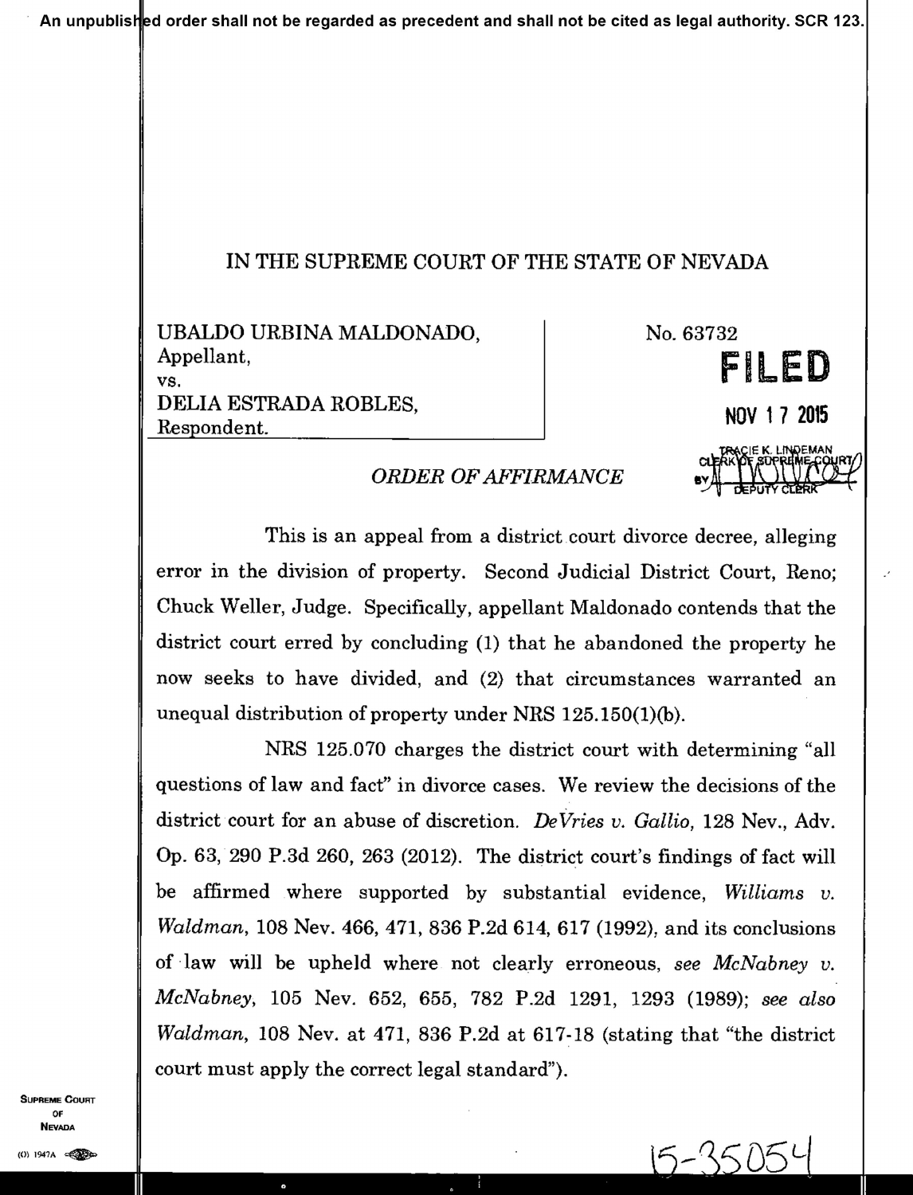An unpublished order shall not be regarded as precedent and shall not be cited as legal authority. SCR 123.

IN THE SUPREME COURT OF THE STATE OF NEVADA

| | |
|---|---|
| UBALDO URBINA MALDONADO,<br>Appellant,<br>vs.<br>DELIA ESTRADA ROBLES,<br>Respondent. | No. 63732<br>**FILED**<br>NOV 17 2015<br>TRACIE K. LINDEMAN<br>CLERK OF SUPREME COURT<br>BY DEPUTY CLERK |

*ORDER OF AFFIRMANCE*

This is an appeal from a district court divorce decree, alleging error in the division of property. Second Judicial District Court, Reno; Chuck Weller, Judge. Specifically, appellant Maldonado contends that the district court erred by concluding (1) that he abandoned the property he now seeks to have divided, and (2) that circumstances warranted an unequal distribution of property under NRS 125.150(1)(b).

NRS 125.070 charges the district court with determining "all questions of law and fact" in divorce cases. We review the decisions of the district court for an abuse of discretion. *DeVries v. Gallio*, 128 Nev., Adv. Op. 63, 290 P.3d 260, 263 (2012). The district court's findings of fact will be affirmed where supported by substantial evidence, *Williams v. Waldman*, 108 Nev. 466, 471, 836 P.2d 614, 617 (1992), and its conclusions of law will be upheld where not clearly erroneous, *see McNabney v. McNabney*, 105 Nev. 652, 655, 782 P.2d 1291, 1293 (1989); *see also Waldman*, 108 Nev. at 471, 836 P.2d at 617-18 (stating that "the district court must apply the correct legal standard").

15-35054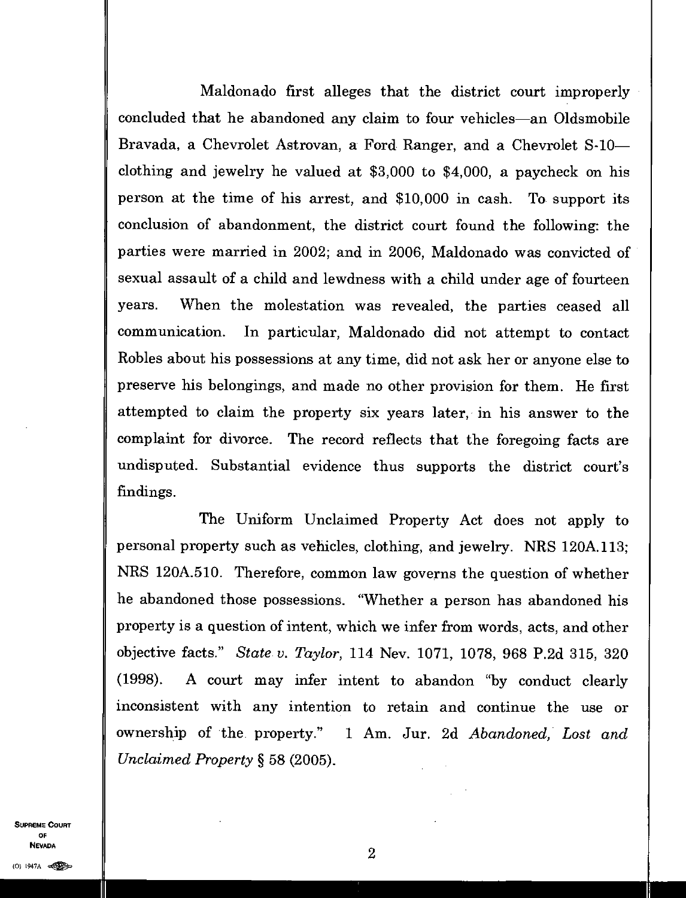Maldonado first alleges that the district court improperly concluded that he abandoned any claim to four vehicles—an Oldsmobile Bravada, a Chevrolet Astrovan, a Ford Ranger, and a Chevrolet S-10—clothing and jewelry he valued at $3,000 to $4,000, a paycheck on his person at the time of his arrest, and $10,000 in cash. To support its conclusion of abandonment, the district court found the following: the parties were married in 2002; and in 2006, Maldonado was convicted of sexual assault of a child and lewdness with a child under age of fourteen years. When the molestation was revealed, the parties ceased all communication. In particular, Maldonado did not attempt to contact Robles about his possessions at any time, did not ask her or anyone else to preserve his belongings, and made no other provision for them. He first attempted to claim the property six years later, in his answer to the complaint for divorce. The record reflects that the foregoing facts are undisputed. Substantial evidence thus supports the district court's findings.

The Uniform Unclaimed Property Act does not apply to personal property such as vehicles, clothing, and jewelry. NRS 120A.113; NRS 120A.510. Therefore, common law governs the question of whether he abandoned those possessions. "Whether a person has abandoned his property is a question of intent, which we infer from words, acts, and other objective facts." *State v. Taylor*, 114 Nev. 1071, 1078, 968 P.2d 315, 320 (1998). A court may infer intent to abandon "by conduct clearly inconsistent with any intention to retain and continue the use or ownership of the property." 1 Am. Jur. 2d *Abandoned, Lost and Unclaimed Property* § 58 (2005).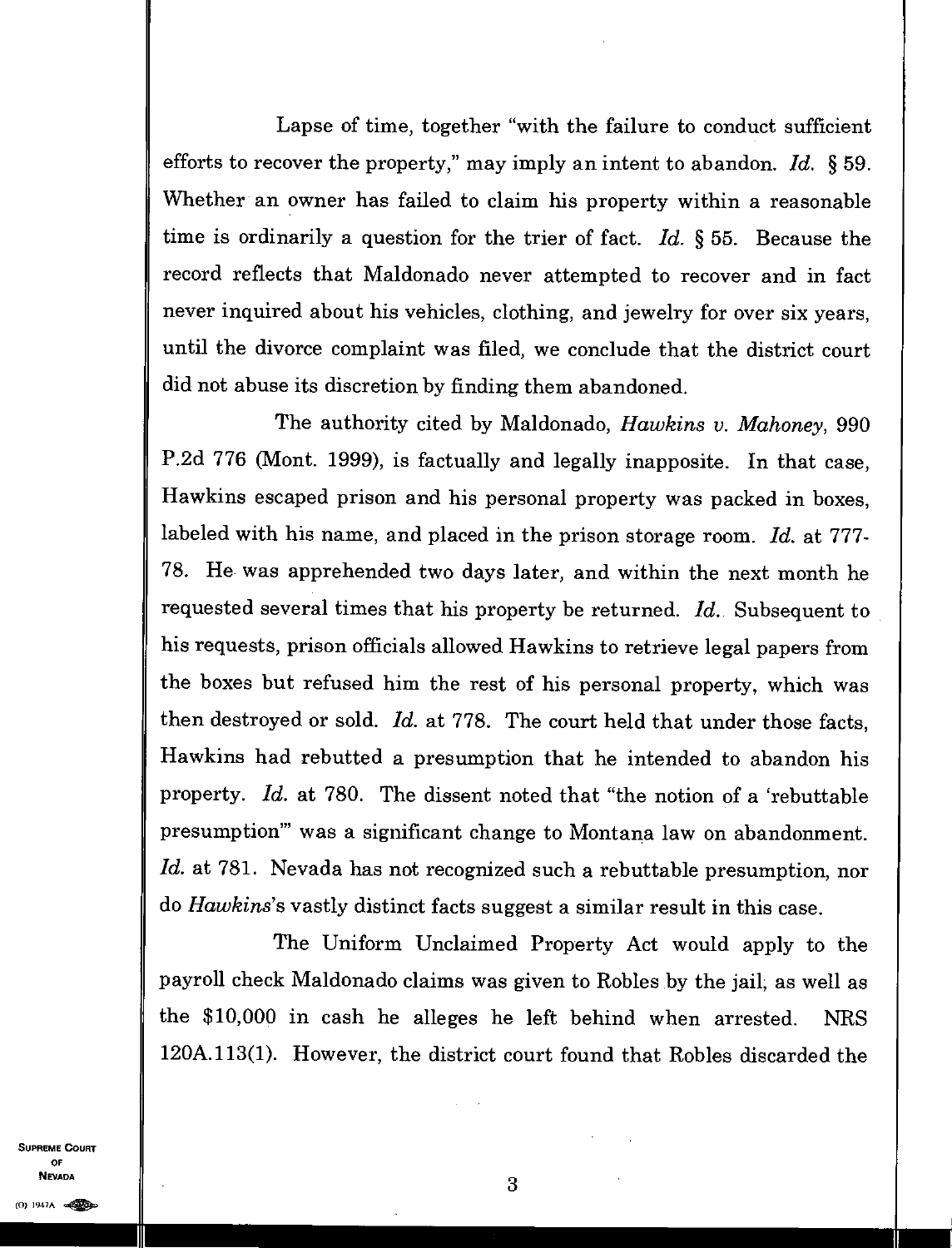Lapse of time, together "with the failure to conduct sufficient efforts to recover the property," may imply an intent to abandon. *Id.* § 59. Whether an owner has failed to claim his property within a reasonable time is ordinarily a question for the trier of fact. *Id.* § 55. Because the record reflects that Maldonado never attempted to recover and in fact never inquired about his vehicles, clothing, and jewelry for over six years, until the divorce complaint was filed, we conclude that the district court did not abuse its discretion by finding them abandoned.

The authority cited by Maldonado, *Hawkins v. Mahoney*, 990 P.2d 776 (Mont. 1999), is factually and legally inapposite. In that case, Hawkins escaped prison and his personal property was packed in boxes, labeled with his name, and placed in the prison storage room. *Id.* at 777-78. He was apprehended two days later, and within the next month he requested several times that his property be returned. *Id.* Subsequent to his requests, prison officials allowed Hawkins to retrieve legal papers from the boxes but refused him the rest of his personal property, which was then destroyed or sold. *Id.* at 778. The court held that under those facts, Hawkins had rebutted a presumption that he intended to abandon his property. *Id.* at 780. The dissent noted that "the notion of a 'rebuttable presumption'" was a significant change to Montana law on abandonment. *Id.* at 781. Nevada has not recognized such a rebuttable presumption, nor do *Hawkins*'s vastly distinct facts suggest a similar result in this case.

The Uniform Unclaimed Property Act would apply to the payroll check Maldonado claims was given to Robles by the jail, as well as the $10,000 in cash he alleges he left behind when arrested. NRS 120A.113(1). However, the district court found that Robles discarded the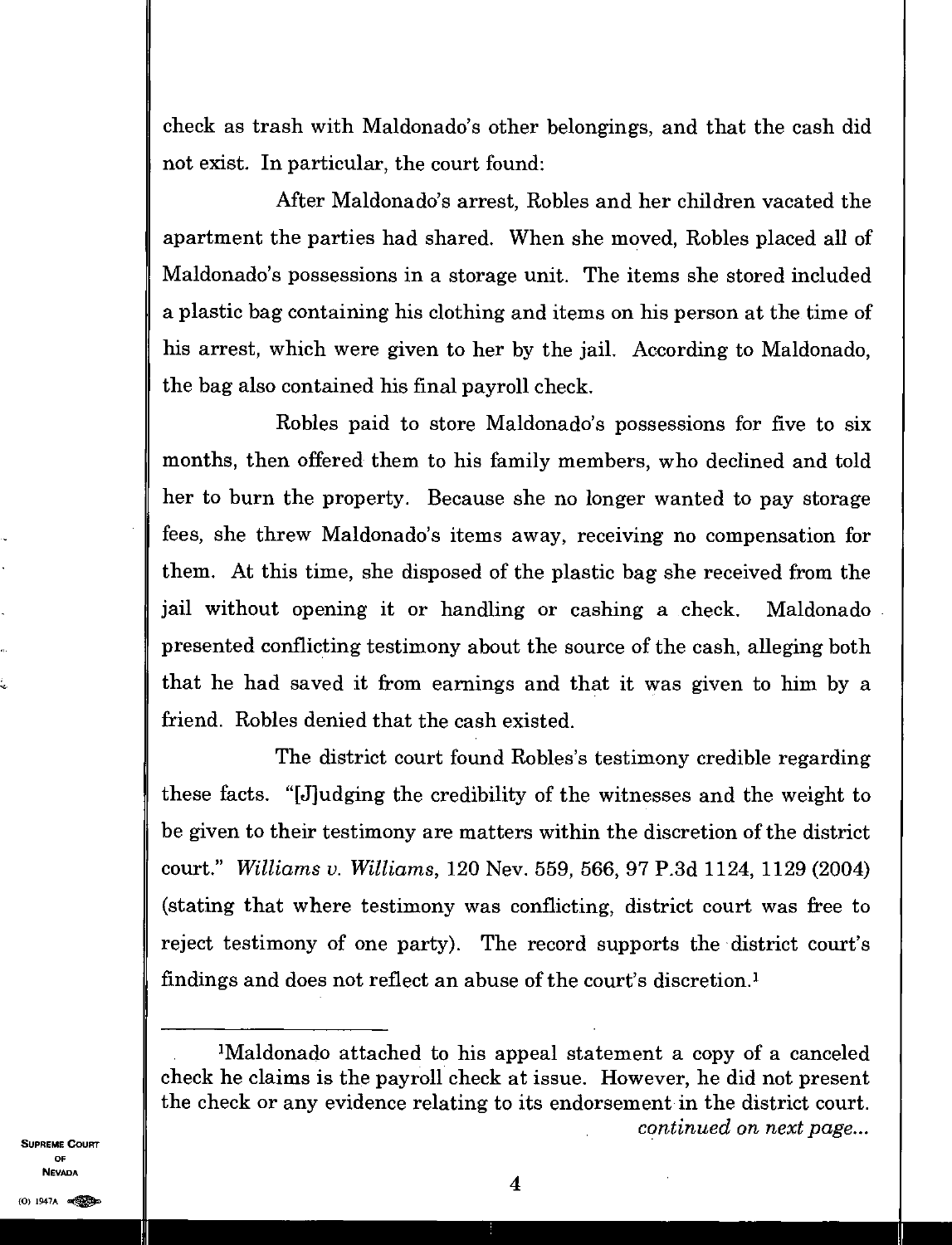check as trash with Maldonado's other belongings, and that the cash did not exist. In particular, the court found:

After Maldonado's arrest, Robles and her children vacated the apartment the parties had shared. When she moved, Robles placed all of Maldonado's possessions in a storage unit. The items she stored included a plastic bag containing his clothing and items on his person at the time of his arrest, which were given to her by the jail. According to Maldonado, the bag also contained his final payroll check.

Robles paid to store Maldonado's possessions for five to six months, then offered them to his family members, who declined and told her to burn the property. Because she no longer wanted to pay storage fees, she threw Maldonado's items away, receiving no compensation for them. At this time, she disposed of the plastic bag she received from the jail without opening it or handling or cashing a check. Maldonado presented conflicting testimony about the source of the cash, alleging both that he had saved it from earnings and that it was given to him by a friend. Robles denied that the cash existed.

The district court found Robles's testimony credible regarding these facts. "[J]udging the credibility of the witnesses and the weight to be given to their testimony are matters within the discretion of the district court." *Williams v. Williams*, 120 Nev. 559, 566, 97 P.3d 1124, 1129 (2004) (stating that where testimony was conflicting, district court was free to reject testimony of one party). The record supports the district court's findings and does not reflect an abuse of the court's discretion.[1]

---

[1]Maldonado attached to his appeal statement a copy of a canceled check he claims is the payroll check at issue. However, he did not present the check or any evidence relating to its endorsement in the district court.

*continued on next page...*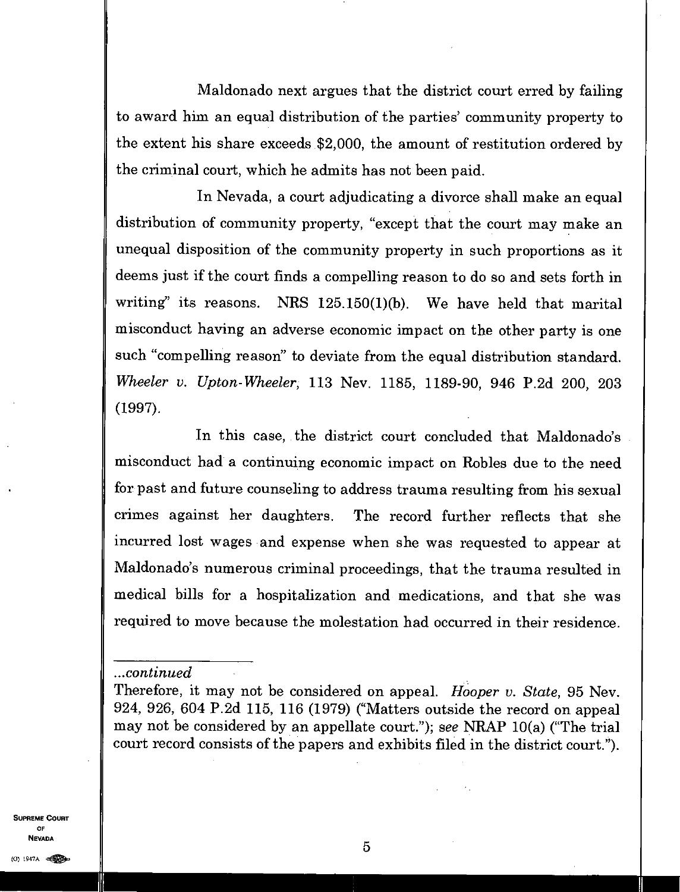Maldonado next argues that the district court erred by failing to award him an equal distribution of the parties' community property to the extent his share exceeds $2,000, the amount of restitution ordered by the criminal court, which he admits has not been paid.

In Nevada, a court adjudicating a divorce shall make an equal distribution of community property, "except that the court may make an unequal disposition of the community property in such proportions as it deems just if the court finds a compelling reason to do so and sets forth in writing" its reasons. NRS 125.150(1)(b). We have held that marital misconduct having an adverse economic impact on the other party is one such "compelling reason" to deviate from the equal distribution standard. *Wheeler v. Upton-Wheeler*, 113 Nev. 1185, 1189-90, 946 P.2d 200, 203 (1997).

In this case, the district court concluded that Maldonado's misconduct had a continuing economic impact on Robles due to the need for past and future counseling to address trauma resulting from his sexual crimes against her daughters. The record further reflects that she incurred lost wages and expense when she was requested to appear at Maldonado's numerous criminal proceedings, that the trauma resulted in medical bills for a hospitalization and medications, and that she was required to move because the molestation had occurred in their residence.

---

*...continued*

Therefore, it may not be considered on appeal. *Hooper v. State*, 95 Nev. 924, 926, 604 P.2d 115, 116 (1979) ("Matters outside the record on appeal may not be considered by an appellate court."); *see* NRAP 10(a) ("The trial court record consists of the papers and exhibits filed in the district court.").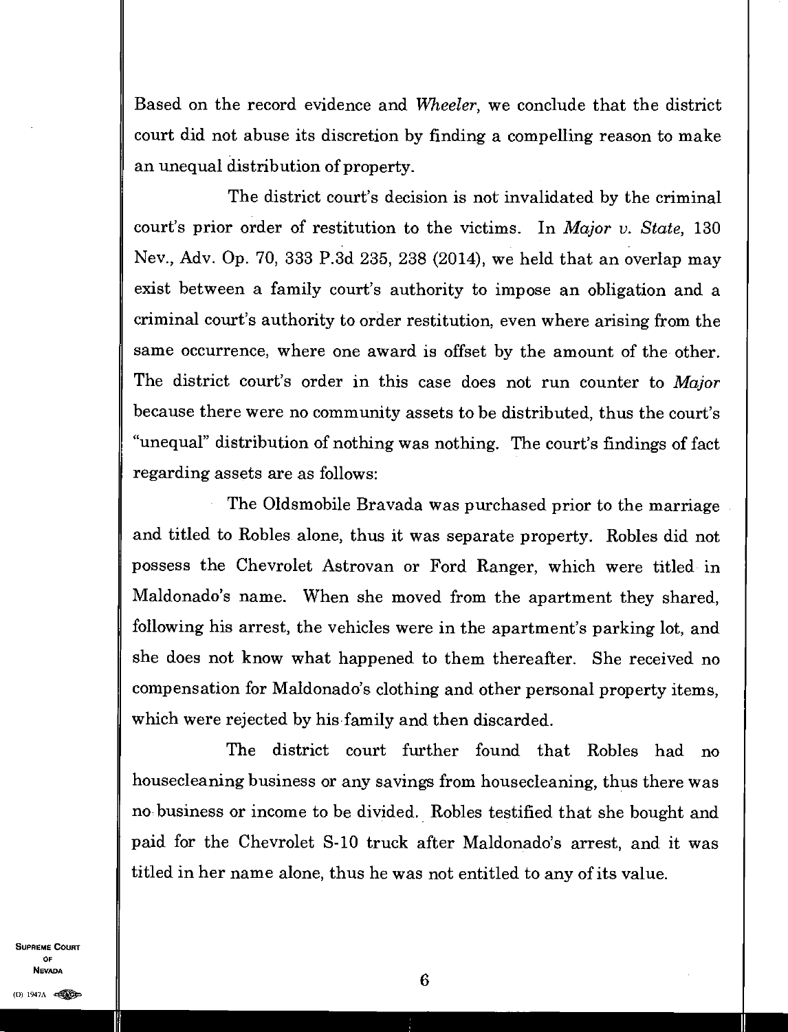Based on the record evidence and *Wheeler*, we conclude that the district court did not abuse its discretion by finding a compelling reason to make an unequal distribution of property.

The district court's decision is not invalidated by the criminal court's prior order of restitution to the victims. In *Major v. State*, 130 Nev., Adv. Op. 70, 333 P.3d 235, 238 (2014), we held that an overlap may exist between a family court's authority to impose an obligation and a criminal court's authority to order restitution, even where arising from the same occurrence, where one award is offset by the amount of the other. The district court's order in this case does not run counter to *Major* because there were no community assets to be distributed, thus the court's "unequal" distribution of nothing was nothing. The court's findings of fact regarding assets are as follows:

The Oldsmobile Bravada was purchased prior to the marriage and titled to Robles alone, thus it was separate property. Robles did not possess the Chevrolet Astrovan or Ford Ranger, which were titled in Maldonado's name. When she moved from the apartment they shared, following his arrest, the vehicles were in the apartment's parking lot, and she does not know what happened to them thereafter. She received no compensation for Maldonado's clothing and other personal property items, which were rejected by his family and then discarded.

The district court further found that Robles had no housecleaning business or any savings from housecleaning, thus there was no business or income to be divided. Robles testified that she bought and paid for the Chevrolet S-10 truck after Maldonado's arrest, and it was titled in her name alone, thus he was not entitled to any of its value.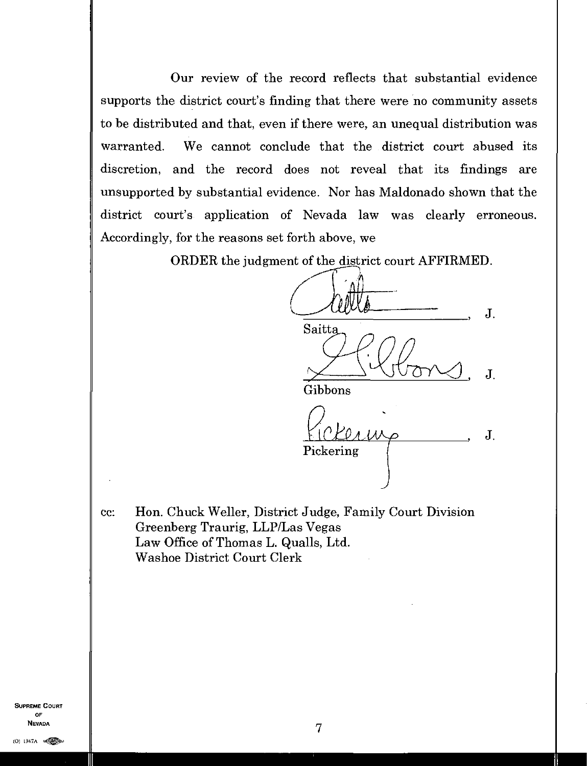Our review of the record reflects that substantial evidence supports the district court's finding that there were no community assets to be distributed and that, even if there were, an unequal distribution was warranted. We cannot conclude that the district court abused its discretion, and the record does not reveal that its findings are unsupported by substantial evidence. Nor has Maldonado shown that the district court's application of Nevada law was clearly erroneous. Accordingly, for the reasons set forth above, we

ORDER the judgment of the district court AFFIRMED.

_________________________, J.
Saitta

_________________________, J.
Gibbons

_________________________, J.
Pickering

cc: Hon. Chuck Weller, District Judge, Family Court Division
Greenberg Traurig, LLP/Las Vegas
Law Office of Thomas L. Qualls, Ltd.
Washoe District Court Clerk